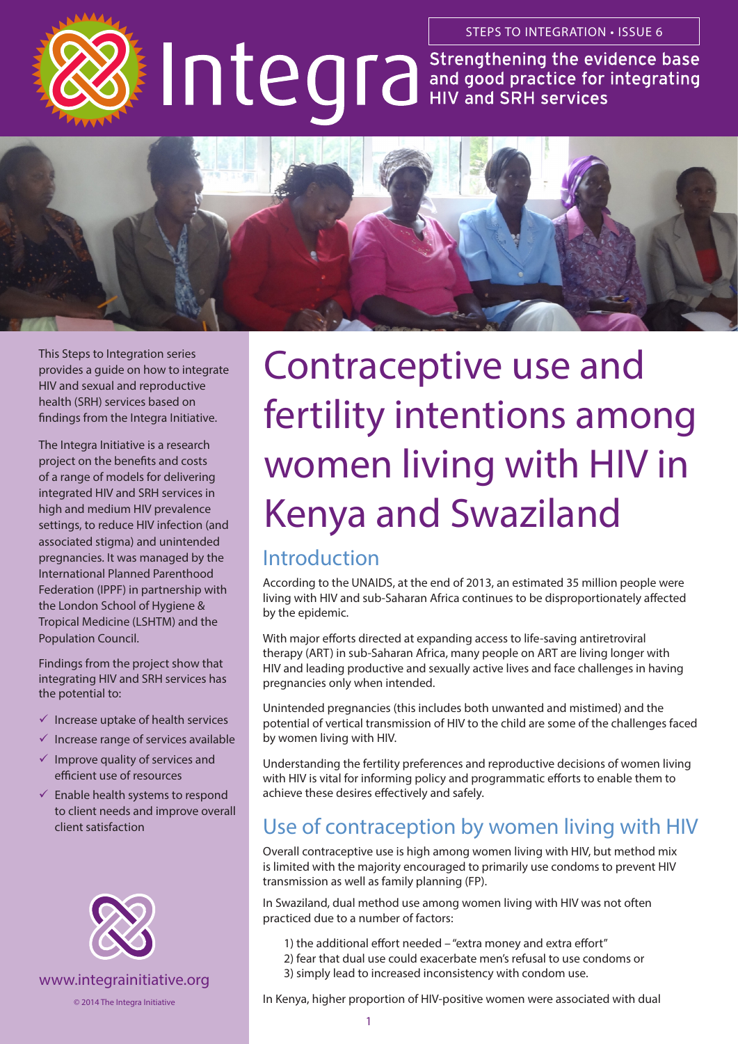STEPS TO INTEGRATION • ISSUE 6

# Integra

Strengthening the evidence base and good practice for integrating HIV and SRH services

This Steps to Integration series provides a guide on how to integrate HIV and sexual and reproductive health (SRH) services based on findings from the Integra Initiative.

The Integra Initiative is a research project on the benefits and costs of a range of models for delivering integrated HIV and SRH services in high and medium HIV prevalence settings, to reduce HIV infection (and associated stigma) and unintended pregnancies. It was managed by the International Planned Parenthood Federation (IPPF) in partnership with the London School of Hygiene & Tropical Medicine (LSHTM) and the Population Council.

Findings from the project show that integrating HIV and SRH services has the potential to:

- ✓ Increase uptake of health services
- ✓ Increase range of services available
- ✓ Improve quality of services and efficient use of resources
- ✓ Enable health systems to respond to client needs and improve overall client satisfaction

www.integrainitiative.org

© 2014 The Integra Initiative

# Contraceptive use and fertility intentions among women living with HIV in Kenya and Swaziland

## Introduction

According to the UNAIDS, at the end of 2013, an estimated 35 million people were living with HIV and sub-Saharan Africa continues to be disproportionately affected by the epidemic.

With major efforts directed at expanding access to life-saving antiretroviral therapy (ART) in sub-Saharan Africa, many people on ART are living longer with HIV and leading productive and sexually active lives and face challenges in having pregnancies only when intended.

Unintended pregnancies (this includes both unwanted and mistimed) and the potential of vertical transmission of HIV to the child are some of the challenges faced by women living with HIV.

Understanding the fertility preferences and reproductive decisions of women living with HIV is vital for informing policy and programmatic efforts to enable them to achieve these desires effectively and safely.

## Use of contraception by women living with HIV

Overall contraceptive use is high among women living with HIV, but method mix is limited with the majority encouraged to primarily use condoms to prevent HIV transmission as well as family planning (FP).

In Swaziland, dual method use among women living with HIV was not often practiced due to a number of factors:

1) the additional effort needed – "extra money and extra effort"
2) fear that dual use could exacerbate men's refusal to use condoms or
3) simply lead to increased inconsistency with condom use.

In Kenya, higher proportion of HIV-positive women were associated with dual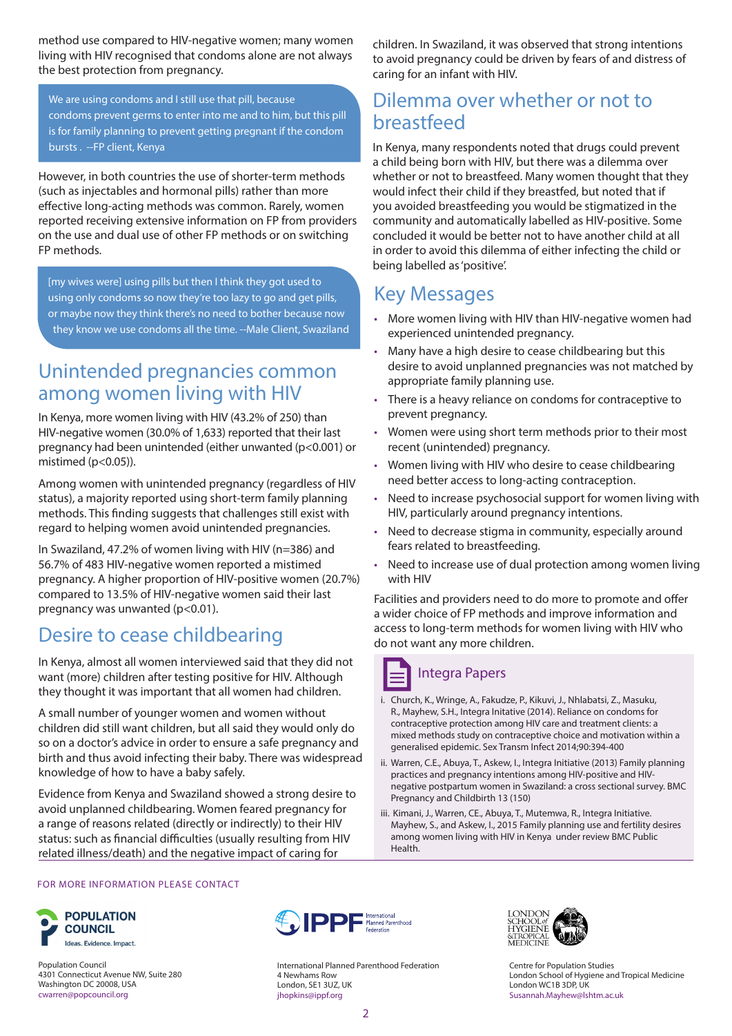method use compared to HIV-negative women; many women living with HIV recognised that condoms alone are not always the best protection from pregnancy.

> We are using condoms and I still use that pill, because condoms prevent germs to enter into me and to him, but this pill is for family planning to prevent getting pregnant if the condom bursts . --FP client, Kenya

However, in both countries the use of shorter-term methods (such as injectables and hormonal pills) rather than more effective long-acting methods was common. Rarely, women reported receiving extensive information on FP from providers on the use and dual use of other FP methods or on switching FP methods.

> [my wives were] using pills but then I think they got used to using only condoms so now they're too lazy to go and get pills, or maybe now they think there's no need to bother because now they know we use condoms all the time. --Male Client, Swaziland

## Unintended pregnancies common among women living with HIV

In Kenya, more women living with HIV (43.2% of 250) than HIV-negative women (30.0% of 1,633) reported that their last pregnancy had been unintended (either unwanted ($p<0.001$) or mistimed ($p<0.05$)).

Among women with unintended pregnancy (regardless of HIV status), a majority reported using short-term family planning methods. This finding suggests that challenges still exist with regard to helping women avoid unintended pregnancies.

In Swaziland, 47.2% of women living with HIV (n=386) and 56.7% of 483 HIV-negative women reported a mistimed pregnancy. A higher proportion of HIV-positive women (20.7%) compared to 13.5% of HIV-negative women said their last pregnancy was unwanted ($p<0.01$).

## Desire to cease childbearing

In Kenya, almost all women interviewed said that they did not want (more) children after testing positive for HIV. Although they thought it was important that all women had children.

A small number of younger women and women without children did still want children, but all said they would only do so on a doctor's advice in order to ensure a safe pregnancy and birth and thus avoid infecting their baby. There was widespread knowledge of how to have a baby safely.

Evidence from Kenya and Swaziland showed a strong desire to avoid unplanned childbearing. Women feared pregnancy for a range of reasons related (directly or indirectly) to their HIV status: such as financial difficulties (usually resulting from HIV related illness/death) and the negative impact of caring for children. In Swaziland, it was observed that strong intentions to avoid pregnancy could be driven by fears of and distress of caring for an infant with HIV.

## Dilemma over whether or not to breastfeed

In Kenya, many respondents noted that drugs could prevent a child being born with HIV, but there was a dilemma over whether or not to breastfeed. Many women thought that they would infect their child if they breastfed, but noted that if you avoided breastfeeding you would be stigmatized in the community and automatically labelled as HIV-positive. Some concluded it would be better not to have another child at all in order to avoid this dilemma of either infecting the child or being labelled as 'positive'.

## Key Messages

- More women living with HIV than HIV-negative women had experienced unintended pregnancy.
- Many have a high desire to cease childbearing but this desire to avoid unplanned pregnancies was not matched by appropriate family planning use.
- There is a heavy reliance on condoms for contraceptive to prevent pregnancy.
- Women were using short term methods prior to their most recent (unintended) pregnancy.
- Women living with HIV who desire to cease childbearing need better access to long-acting contraception.
- Need to increase psychosocial support for women living with HIV, particularly around pregnancy intentions.
- Need to decrease stigma in community, especially around fears related to breastfeeding.
- Need to increase use of dual protection among women living with HIV

Facilities and providers need to do more to promote and offer a wider choice of FP methods and improve information and access to long-term methods for women living with HIV who do not want any more children.

### Integra Papers

i. Church, K., Wringe, A., Fakudze, P., Kikuvi, J., Nhlabatsi, Z., Masuku, R., Mayhew, S.H., Integra Initiative (2014). Reliance on condoms for contraceptive protection among HIV care and treatment clients: a mixed methods study on contraceptive choice and motivation within a generalised epidemic. Sex Transm Infect 2014;90:394-400

ii. Warren, C.E., Abuya, T., Askew, I., Integra Initiative (2013) Family planning practices and pregnancy intentions among HIV-positive and HIV-negative postpartum women in Swaziland: a cross sectional survey. BMC Pregnancy and Childbirth 13 (150)

iii. Kimani, J., Warren, CE., Abuya, T., Mutemwa, R., Integra Initiative. Mayhew, S., and Askew, I., 2015 Family planning use and fertility desires among women living with HIV in Kenya under review BMC Public Health.

FOR MORE INFORMATION PLEASE CONTACT

POPULATION COUNCIL
Ideas. Evidence. Impact.

Population Council
4301 Connecticut Avenue NW, Suite 280
Washington DC 20008, USA
cwarren@popcouncil.org

IPPF International Planned Parenthood Federation

International Planned Parenthood Federation
4 Newhams Row
London, SE1 3UZ, UK
jhopkins@ippf.org

LONDON SCHOOL of HYGIENE &TROPICAL MEDICINE

Centre for Population Studies
London School of Hygiene and Tropical Medicine
London WC1B 3DP, UK
Susannah.Mayhew@lshtm.ac.uk